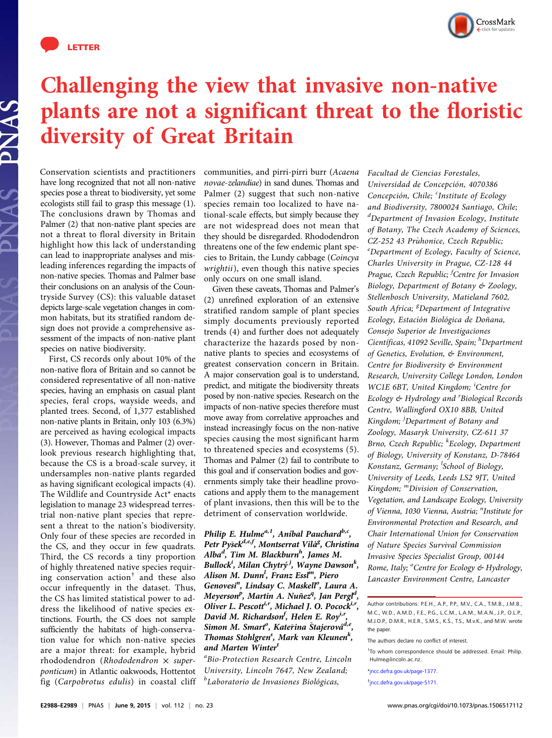LETTER

# Challenging the view that invasive non-native plants are not a significant threat to the floristic diversity of Great Britain

Conservation scientists and practitioners have long recognized that not all non-native species pose a threat to biodiversity, yet some ecologists still fail to grasp this message (1). The conclusions drawn by Thomas and Palmer (2) that non-native plant species are not a threat to floral diversity in Britain highlight how this lack of understanding can lead to inappropriate analyses and misleading inferences regarding the impacts of non-native species. Thomas and Palmer base their conclusions on an analysis of the Countryside Survey (CS): this valuable dataset depicts large-scale vegetation changes in common habitats, but its stratified random design does not provide a comprehensive assessment of the impacts of non-native plant species on native biodiversity.

First, CS records only about 10% of the non-native flora of Britain and so cannot be considered representative of all non-native species, having an emphasis on casual plant species, feral crops, wayside weeds, and planted trees. Second, of 1,377 established non-native plants in Britain, only 103 (6.3%) are perceived as having ecological impacts (3). However, Thomas and Palmer (2) overlook previous research highlighting that, because the CS is a broad-scale survey, it undersamples non-native plants regarded as having significant ecological impacts (4). The Wildlife and Countryside Act* enacts legislation to manage 23 widespread terrestrial non-native plant species that represent a threat to the nation's biodiversity. Only four of these species are recorded in the CS, and they occur in few quadrats. Third, the CS records a tiny proportion of highly threatened native species requiring conservation action† and these also occur infrequently in the dataset. Thus, the CS has limited statistical power to address the likelihood of native species extinctions. Fourth, the CS does not sample sufficiently the habitats of high-conservation value for which non-native species are a major threat: for example, hybrid rhododendron (*Rhododendron × superponticum*) in Atlantic oakwoods, Hottentot fig (*Carpobrotus edulis*) in coastal cliff communities, and pirri-pirri burr (*Acaena novae-zelandiae*) in sand dunes. Thomas and Palmer (2) suggest that such non-native species remain too localized to have national-scale effects, but simply because they are not widespread does not mean that they should be disregarded. Rhododendron threatens one of the few endemic plant species to Britain, the Lundy cabbage (*Coincya wrightii*), even though this native species only occurs on one small island.

Given these caveats, Thomas and Palmer's (2) unrefined exploration of an extensive stratified random sample of plant species simply documents previously reported trends (4) and further does not adequately characterize the hazards posed by non-native plants to species and ecosystems of greatest conservation concern in Britain. A major conservation goal is to understand, predict, and mitigate the biodiversity threats posed by non-native species. Research on the impacts of non-native species therefore must move away from correlative approaches and instead increasingly focus on the non-native species causing the most significant harm to threatened species and ecosystems (5). Thomas and Palmer (2) fail to contribute to this goal and if conservation bodies and governments simply take their headline provocations and apply them to the management of plant invasions, then this will be to the detriment of conservation worldwide.

**Philip E. Hulme[a,1], Aníbal Pauchard[b,c], Petr Pyšek[d,e,f], Montserrat Vilà[g], Christina Alba[d], Tim M. Blackburn[h], James M. Bullock[i], Milan Chytrý[j], Wayne Dawson[k], Alison M. Dunn[l], Franz Essl[m], Piero Genovesi[n], Lindsay C. Maskell[o], Laura A. Meyerson[p], Martin A. Nuñez[q], Jan Pergl[d], Oliver L. Pescott[i,r], Michael J. O. Pocock[i,r], David M. Richardson[f], Helen E. Roy[i,r], Simon M. Smart[o], Kateřina Štajerová[d,e], Thomas Stohlgren[s], Mark van Kleunen[k], and Marten Winter[t]**

*[a]Bio-Protection Research Centre, Lincoln University, Lincoln 7647, New Zealand; [b]Laboratorio de Invasiones Biológicas, Facultad de Ciencias Forestales, Universidad de Concepción, 4070386 Concepción, Chile; [c]Institute of Ecology and Biodiversity, 7800024 Santiago, Chile; [d]Department of Invasion Ecology, Institute of Botany, The Czech Academy of Sciences, CZ-252 43 Průhonice, Czech Republic; [e]Department of Ecology, Faculty of Science, Charles University in Prague, CZ-128 44 Prague, Czech Republic; [f]Centre for Invasion Biology, Department of Botany & Zoology, Stellenbosch University, Matieland 7602, South Africa; [g]Department of Integrative Ecology, Estación Biológica de Doñana, Consejo Superior de Investigaciones Científicas, 41092 Seville, Spain; [h]Department of Genetics, Evolution, & Environment, Centre for Biodiversity & Environment Research, University College London, London WC1E 6BT, United Kingdom; [i]Centre for Ecology & Hydrology and [r]Biological Records Centre, Wallingford OX10 8BB, United Kingdom; [j]Department of Botany and Zoology, Masaryk University, CZ-611 37 Brno, Czech Republic; [k]Ecology, Department of Biology, University of Konstanz, D-78464 Konstanz, Germany; [l]School of Biology, University of Leeds, Leeds LS2 9JT, United Kingdom; [m]Division of Conservation, Vegetation, and Landscape Ecology, University of Vienna, 1030 Vienna, Austria; [n]Institute for Environmental Protection and Research, and Chair International Union for Conservation of Nature Species Survival Commission Invasive Species Specialist Group, 00144 Rome, Italy; [o]Centre for Ecology & Hydrology, Lancaster Environment Centre, Lancaster*

---

Author contributions: P.E.H., A.P., P.P., M.V., C.A., T.M.B., J.M.B., M.C., W.D., A.M.D., F.E., P.G., L.C.M., L.A.M., M.A.N., J.P., O.L.P., M.J.O.P., D.M.R., H.E.R., S.M.S., K.Š., T.S., M.v.K., and M.W. wrote the paper.

The authors declare no conflict of interest.

[1]To whom correspondence should be addressed. Email: Philip.Hulme@lincoln.ac.nz.

*jncc.defra.gov.uk/page-1377.

†jncc.defra.gov.uk/page-5171.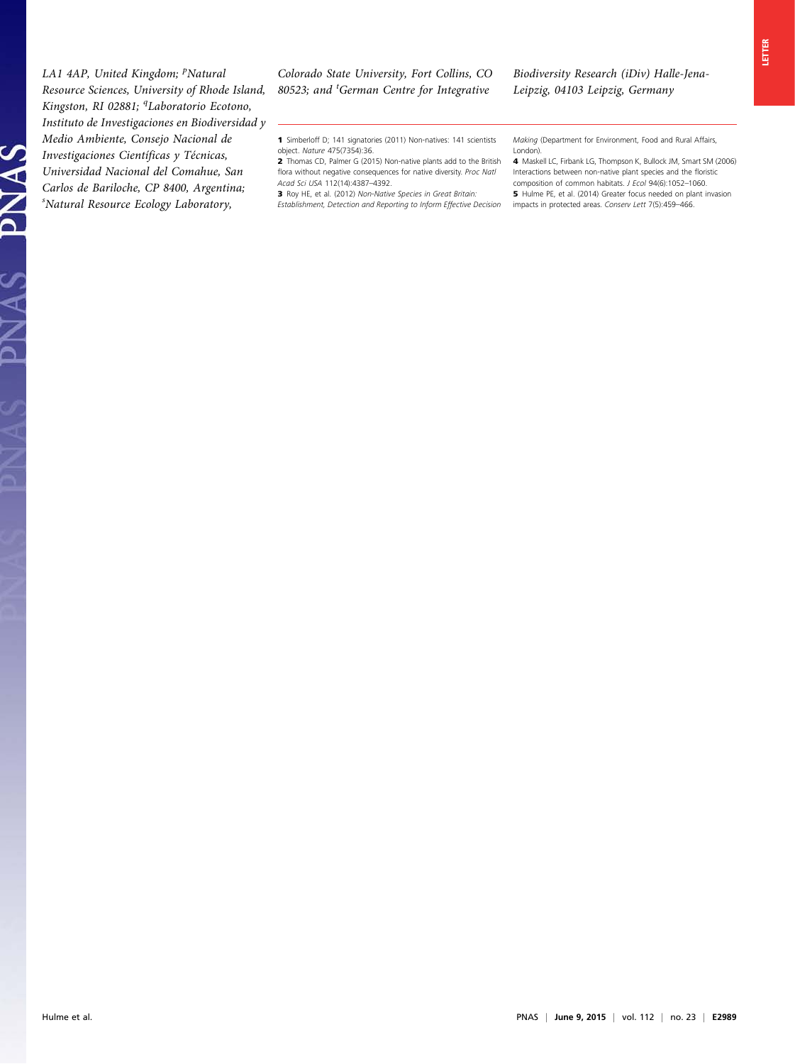LA1 4AP, United Kingdom; [p]Natural Resource Sciences, University of Rhode Island, Kingston, RI 02881; [q]Laboratorio Ecotono, Instituto de Investigaciones en Biodiversidad y Medio Ambiente, Consejo Nacional de Investigaciones Científicas y Técnicas, Universidad Nacional del Comahue, San Carlos de Bariloche, CP 8400, Argentina; [s]Natural Resource Ecology Laboratory, Colorado State University, Fort Collins, CO 80523; and [t]German Centre for Integrative Biodiversity Research (iDiv) Halle-Jena-Leipzig, 04103 Leipzig, Germany

**1** Simberloff D; 141 signatories (2011) Non-natives: 141 scientists object. *Nature* 475(7354):36.

**2** Thomas CD, Palmer G (2015) Non-native plants add to the British flora without negative consequences for native diversity. *Proc Natl Acad Sci USA* 112(14):4387–4392.

**3** Roy HE, et al. (2012) *Non-Native Species in Great Britain: Establishment, Detection and Reporting to Inform Effective Decision Making* (Department for Environment, Food and Rural Affairs, London).

**4** Maskell LC, Firbank LG, Thompson K, Bullock JM, Smart SM (2006) Interactions between non-native plant species and the floristic composition of common habitats. *J Ecol* 94(6):1052–1060.

**5** Hulme PE, et al. (2014) Greater focus needed on plant invasion impacts in protected areas. *Conserv Lett* 7(5):459–466.